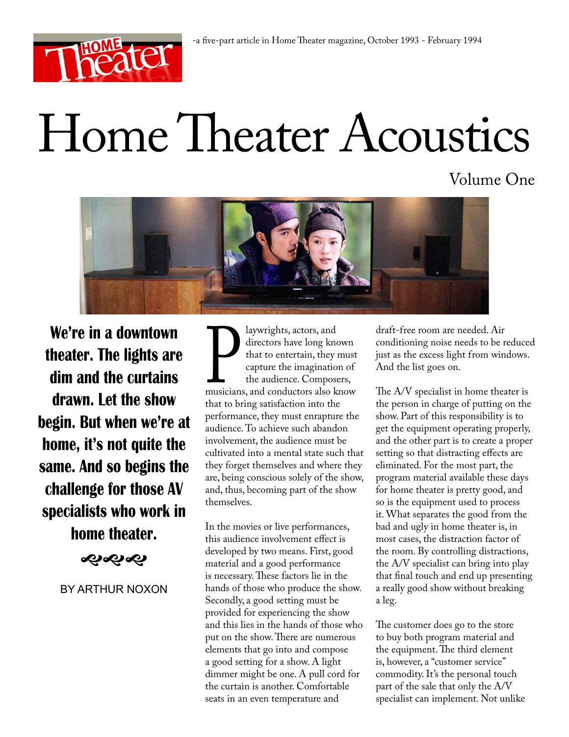-a five-part article in Home Theater magazine, October 1993 - February 1994

# Home Theater Acoustics

## Volume One

**We're in a downtown theater. The lights are dim and the curtains drawn. Let the show begin. But when we're at home, it's not quite the same. And so begins the challenge for those AV specialists who work in home theater.**

BY ARTHUR NOXON

Playwrights, actors, and directors have long known that to entertain, they must capture the imagination of the audience. Composers, musicians, and conductors also know that to bring satisfaction into the performance, they must enrapture the audience. To achieve such abandon involvement, the audience must be cultivated into a mental state such that they forget themselves and where they are, being conscious solely of the show, and, thus, becoming part of the show themselves.

In the movies or live performances, this audience involvement effect is developed by two means. First, good material and a good performance is necessary. These factors lie in the hands of those who produce the show. Secondly, a good setting must be provided for experiencing the show and this lies in the hands of those who put on the show. There are numerous elements that go into and compose a good setting for a show. A light dimmer might be one. A pull cord for the curtain is another. Comfortable seats in an even temperature and draft-free room are needed. Air conditioning noise needs to be reduced just as the excess light from windows. And the list goes on.

The A/V specialist in home theater is the person in charge of putting on the show. Part of this responsibility is to get the equipment operating properly, and the other part is to create a proper setting so that distracting effects are eliminated. For the most part, the program material available these days for home theater is pretty good, and so is the equipment used to process it. What separates the good from the bad and ugly in home theater is, in most cases, the distraction factor of the room. By controlling distractions, the A/V specialist can bring into play that final touch and end up presenting a really good show without breaking a leg.

The customer does go to the store to buy both program material and the equipment. The third element is, however, a "customer service" commodity. It's the personal touch part of the sale that only the A/V specialist can implement. Not unlike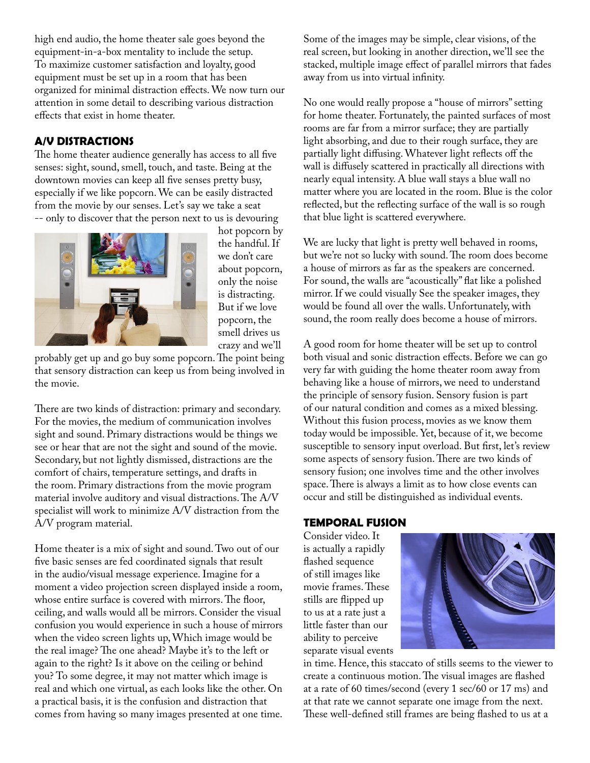high end audio, the home theater sale goes beyond the equipment-in-a-box mentality to include the setup. To maximize customer satisfaction and loyalty, good equipment must be set up in a room that has been organized for minimal distraction effects. We now turn our attention in some detail to describing various distraction effects that exist in home theater.

## A/V DISTRACTIONS

The home theater audience generally has access to all five senses: sight, sound, smell, touch, and taste. Being at the downtown movies can keep all five senses pretty busy, especially if we like popcorn. We can be easily distracted from the movie by our senses. Let's say we take a seat -- only to discover that the person next to us is devouring hot popcorn by the handful. If we don't care about popcorn, only the noise is distracting. But if we love popcorn, the smell drives us crazy and we'll probably get up and go buy some popcorn. The point being that sensory distraction can keep us from being involved in the movie.

There are two kinds of distraction: primary and secondary. For the movies, the medium of communication involves sight and sound. Primary distractions would be things we see or hear that are not the sight and sound of the movie. Secondary, but not lightly dismissed, distractions are the comfort of chairs, temperature settings, and drafts in the room. Primary distractions from the movie program material involve auditory and visual distractions. The A/V specialist will work to minimize A/V distraction from the A/V program material.

Home theater is a mix of sight and sound. Two out of our five basic senses are fed coordinated signals that result in the audio/visual message experience. Imagine for a moment a video projection screen displayed inside a room, whose entire surface is covered with mirrors. The floor, ceiling, and walls would all be mirrors. Consider the visual confusion you would experience in such a house of mirrors when the video screen lights up, Which image would be the real image? The one ahead? Maybe it's to the left or again to the right? Is it above on the ceiling or behind you? To some degree, it may not matter which image is real and which one virtual, as each looks like the other. On a practical basis, it is the confusion and distraction that comes from having so many images presented at one time. Some of the images may be simple, clear visions, of the real screen, but looking in another direction, we'll see the stacked, multiple image effect of parallel mirrors that fades away from us into virtual infinity.

No one would really propose a "house of mirrors" setting for home theater. Fortunately, the painted surfaces of most rooms are far from a mirror surface; they are partially light absorbing, and due to their rough surface, they are partially light diffusing. Whatever light reflects off the wall is diffusely scattered in practically all directions with nearly equal intensity. A blue wall stays a blue wall no matter where you are located in the room. Blue is the color reflected, but the reflecting surface of the wall is so rough that blue light is scattered everywhere.

We are lucky that light is pretty well behaved in rooms, but we're not so lucky with sound. The room does become a house of mirrors as far as the speakers are concerned. For sound, the walls are "acoustically" flat like a polished mirror. If we could visually See the speaker images, they would be found all over the walls. Unfortunately, with sound, the room really does become a house of mirrors.

A good room for home theater will be set up to control both visual and sonic distraction effects. Before we can go very far with guiding the home theater room away from behaving like a house of mirrors, we need to understand the principle of sensory fusion. Sensory fusion is part of our natural condition and comes as a mixed blessing. Without this fusion process, movies as we know them today would be impossible. Yet, because of it, we become susceptible to sensory input overload. But first, let's review some aspects of sensory fusion. There are two kinds of sensory fusion; one involves time and the other involves space. There is always a limit as to how close events can occur and still be distinguished as individual events.

## TEMPORAL FUSION

Consider video. It is actually a rapidly flashed sequence of still images like movie frames. These stills are flipped up to us at a rate just a little faster than our ability to perceive separate visual events in time. Hence, this staccato of stills seems to the viewer to create a continuous motion. The visual images are flashed at a rate of 60 times/second (every 1 sec/60 or 17 ms) and at that rate we cannot separate one image from the next. These well-defined still frames are being flashed to us at a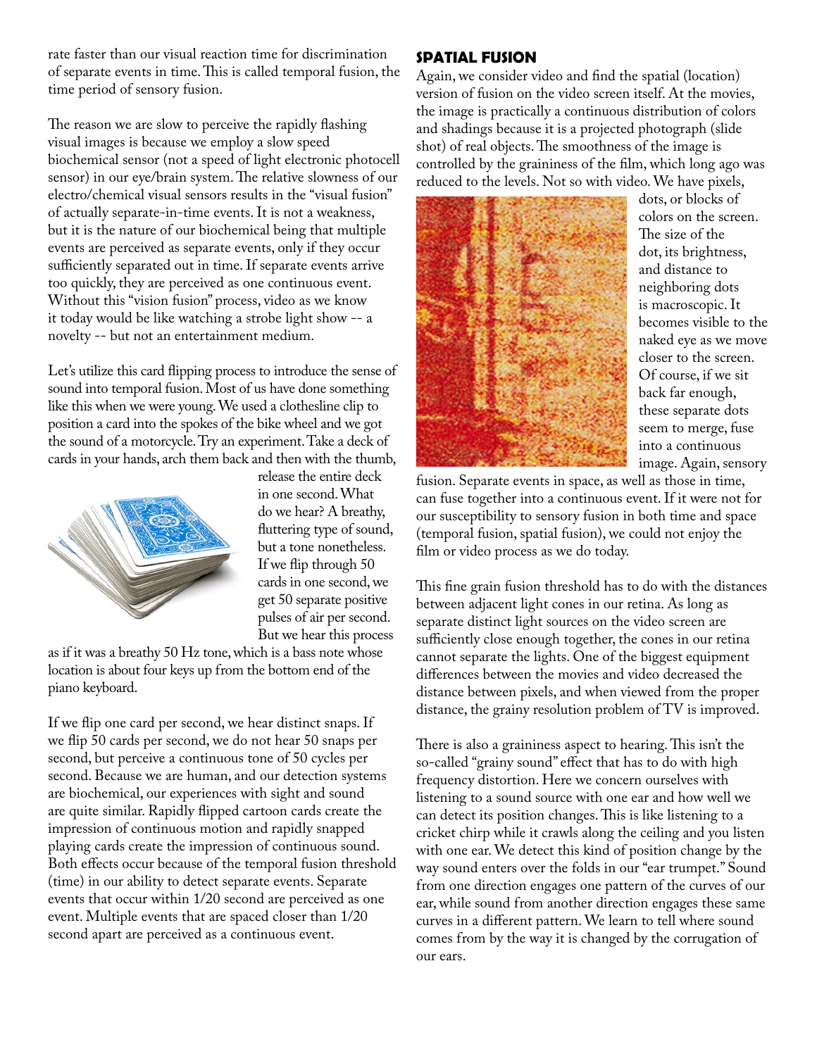rate faster than our visual reaction time for discrimination of separate events in time. This is called temporal fusion, the time period of sensory fusion.

The reason we are slow to perceive the rapidly flashing visual images is because we employ a slow speed biochemical sensor (not a speed of light electronic photocell sensor) in our eye/brain system. The relative slowness of our electro/chemical visual sensors results in the "visual fusion" of actually separate-in-time events. It is not a weakness, but it is the nature of our biochemical being that multiple events are perceived as separate events, only if they occur sufficiently separated out in time. If separate events arrive too quickly, they are perceived as one continuous event. Without this "vision fusion" process, video as we know it today would be like watching a strobe light show -- a novelty -- but not an entertainment medium.

Let's utilize this card flipping process to introduce the sense of sound into temporal fusion. Most of us have done something like this when we were young. We used a clothesline clip to position a card into the spokes of the bike wheel and we got the sound of a motorcycle. Try an experiment. Take a deck of cards in your hands, arch them back and then with the thumb, release the entire deck in one second. What do we hear? A breathy, fluttering type of sound, but a tone nonetheless. If we flip through 50 cards in one second, we get 50 separate positive pulses of air per second. But we hear this process as if it was a breathy 50 Hz tone, which is a bass note whose location is about four keys up from the bottom end of the piano keyboard.

If we flip one card per second, we hear distinct snaps. If we flip 50 cards per second, we do not hear 50 snaps per second, but perceive a continuous tone of 50 cycles per second. Because we are human, and our detection systems are biochemical, our experiences with sight and sound are quite similar. Rapidly flipped cartoon cards create the impression of continuous motion and rapidly snapped playing cards create the impression of continuous sound. Both effects occur because of the temporal fusion threshold (time) in our ability to detect separate events. Separate events that occur within 1/20 second are perceived as one event. Multiple events that are spaced closer than 1/20 second apart are perceived as a continuous event.

## SPATIAL FUSION

Again, we consider video and find the spatial (location) version of fusion on the video screen itself. At the movies, the image is practically a continuous distribution of colors and shadings because it is a projected photograph (slide shot) of real objects. The smoothness of the image is controlled by the graininess of the film, which long ago was reduced to the levels. Not so with video. We have pixels, dots, or blocks of colors on the screen. The size of the dot, its brightness, and distance to neighboring dots is macroscopic. It becomes visible to the naked eye as we move closer to the screen. Of course, if we sit back far enough, these separate dots seem to merge, fuse into a continuous image. Again, sensory fusion. Separate events in space, as well as those in time, can fuse together into a continuous event. If it were not for our susceptibility to sensory fusion in both time and space (temporal fusion, spatial fusion), we could not enjoy the film or video process as we do today.

This fine grain fusion threshold has to do with the distances between adjacent light cones in our retina. As long as separate distinct light sources on the video screen are sufficiently close enough together, the cones in our retina cannot separate the lights. One of the biggest equipment differences between the movies and video decreased the distance between pixels, and when viewed from the proper distance, the grainy resolution problem of TV is improved.

There is also a graininess aspect to hearing. This isn't the so-called "grainy sound" effect that has to do with high frequency distortion. Here we concern ourselves with listening to a sound source with one ear and how well we can detect its position changes. This is like listening to a cricket chirp while it crawls along the ceiling and you listen with one ear. We detect this kind of position change by the way sound enters over the folds in our "ear trumpet." Sound from one direction engages one pattern of the curves of our ear, while sound from another direction engages these same curves in a different pattern. We learn to tell where sound comes from by the way it is changed by the corrugation of our ears.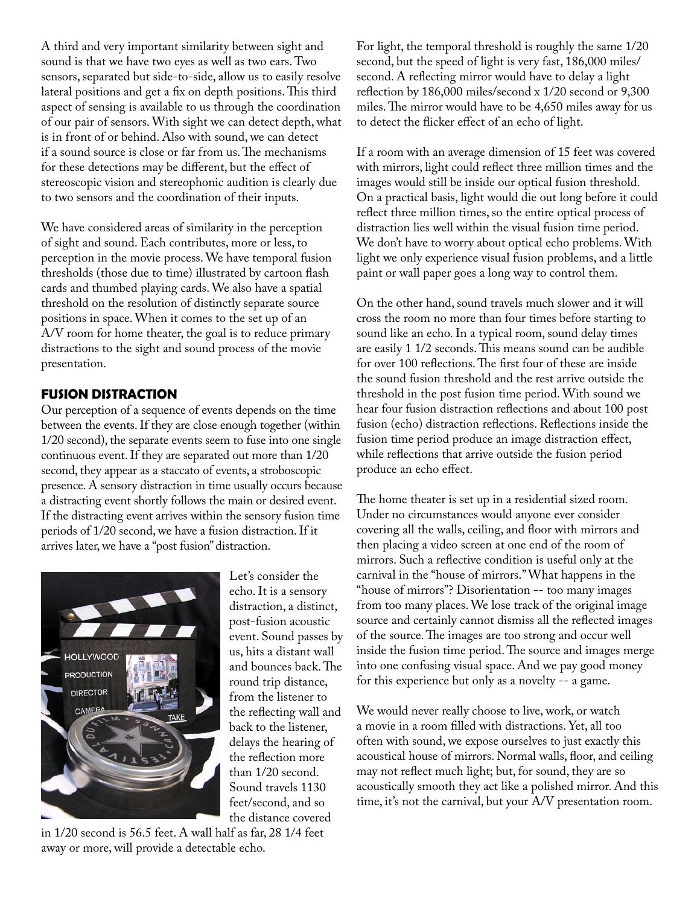A third and very important similarity between sight and sound is that we have two eyes as well as two ears. Two sensors, separated but side-to-side, allow us to easily resolve lateral positions and get a fix on depth positions. This third aspect of sensing is available to us through the coordination of our pair of sensors. With sight we can detect depth, what is in front of or behind. Also with sound, we can detect if a sound source is close or far from us. The mechanisms for these detections may be different, but the effect of stereoscopic vision and stereophonic audition is clearly due to two sensors and the coordination of their inputs.

We have considered areas of similarity in the perception of sight and sound. Each contributes, more or less, to perception in the movie process. We have temporal fusion thresholds (those due to time) illustrated by cartoon flash cards and thumbed playing cards. We also have a spatial threshold on the resolution of distinctly separate source positions in space. When it comes to the set up of an A/V room for home theater, the goal is to reduce primary distractions to the sight and sound process of the movie presentation.

## FUSION DISTRACTION

Our perception of a sequence of events depends on the time between the events. If they are close enough together (within 1/20 second), the separate events seem to fuse into one single continuous event. If they are separated out more than 1/20 second, they appear as a staccato of events, a stroboscopic presence. A sensory distraction in time usually occurs because a distracting event shortly follows the main or desired event. If the distracting event arrives within the sensory fusion time periods of 1/20 second, we have a fusion distraction. If it arrives later, we have a "post fusion" distraction.

Let's consider the echo. It is a sensory distraction, a distinct, post-fusion acoustic event. Sound passes by us, hits a distant wall and bounces back. The round trip distance, from the listener to the reflecting wall and back to the listener, delays the hearing of the reflection more than 1/20 second. Sound travels 1130 feet/second, and so the distance covered in 1/20 second is 56.5 feet. A wall half as far, 28 1/4 feet away or more, will provide a detectable echo.

For light, the temporal threshold is roughly the same 1/20 second, but the speed of light is very fast, 186,000 miles/second. A reflecting mirror would have to delay a light reflection by 186,000 miles/second x 1/20 second or 9,300 miles. The mirror would have to be 4,650 miles away for us to detect the flicker effect of an echo of light.

If a room with an average dimension of 15 feet was covered with mirrors, light could reflect three million times and the images would still be inside our optical fusion threshold. On a practical basis, light would die out long before it could reflect three million times, so the entire optical process of distraction lies well within the visual fusion time period. We don't have to worry about optical echo problems. With light we only experience visual fusion problems, and a little paint or wall paper goes a long way to control them.

On the other hand, sound travels much slower and it will cross the room no more than four times before starting to sound like an echo. In a typical room, sound delay times are easily 1 1/2 seconds. This means sound can be audible for over 100 reflections. The first four of these are inside the sound fusion threshold and the rest arrive outside the threshold in the post fusion time period. With sound we hear four fusion distraction reflections and about 100 post fusion (echo) distraction reflections. Reflections inside the fusion time period produce an image distraction effect, while reflections that arrive outside the fusion period produce an echo effect.

The home theater is set up in a residential sized room. Under no circumstances would anyone ever consider covering all the walls, ceiling, and floor with mirrors and then placing a video screen at one end of the room of mirrors. Such a reflective condition is useful only at the carnival in the "house of mirrors." What happens in the "house of mirrors"? Disorientation -- too many images from too many places. We lose track of the original image source and certainly cannot dismiss all the reflected images of the source. The images are too strong and occur well inside the fusion time period. The source and images merge into one confusing visual space. And we pay good money for this experience but only as a novelty -- a game.

We would never really choose to live, work, or watch a movie in a room filled with distractions. Yet, all too often with sound, we expose ourselves to just exactly this acoustical house of mirrors. Normal walls, floor, and ceiling may not reflect much light; but, for sound, they are so acoustically smooth they act like a polished mirror. And this time, it's not the carnival, but your A/V presentation room.